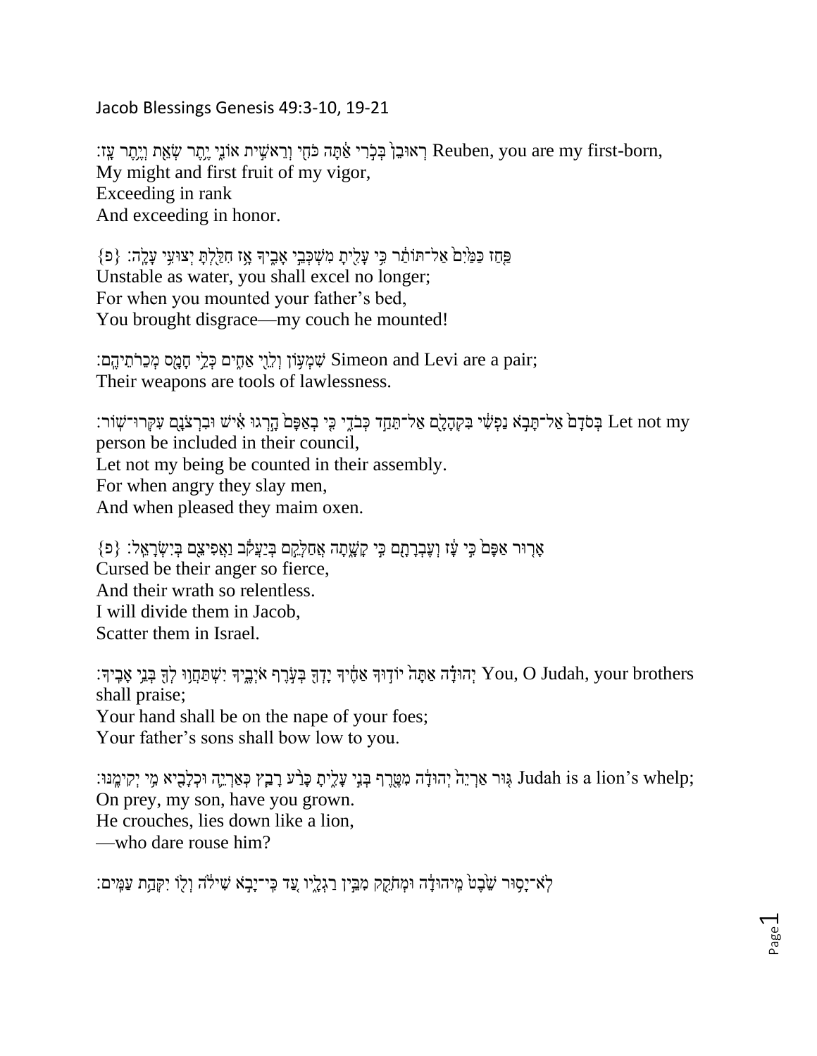Jacob Blessings Genesis 49:3-10, 19-21

רְאוּבֵן֙ בְּכֹ֣רִי אַ֔תָּה כֹּחִ֖י וְרֵאשִׁ֣ית אוֹנִ֑י יֶ֥תֶר שְׂאֵ֖ת וְיֶ֥תֶר עָֽז׃ Reuben, you are my first-born,
My might and first fruit of my vigor,
Exceeding in rank
And exceeding in honor.

פַּ֤חַז כַּמַּ֙יִם֙ אַל־תּוֹתַ֔ר כִּ֥י עָלִ֖יתָ מִשְׁכְּבֵ֣י אָבִ֑יךָ אָ֥ז חִלַּ֖לְתָּ יְצוּעִ֥י עָלָֽה׃ {פ}
Unstable as water, you shall excel no longer;
For when you mounted your father's bed,
You brought disgrace—my couch he mounted!

שִׁמְע֥וֹן וְלֵוִ֖י אַחִ֑ים כְּלֵ֥י חָמָ֖ס מְכֵרֹתֵיהֶֽם׃ Simeon and Levi are a pair;
Their weapons are tools of lawlessness.

בְּסֹדָם֙ אַל־תָּבֹ֣א נַפְשִׁ֔י בִּקְהָלָ֖ם אַל־תֵּחַ֣ד כְּבֹדִ֑י כִּ֤י בְאַפָּם֙ הָ֣רְגוּ אִ֔ישׁ וּבִרְצֹנָ֖ם עִקְּרוּ־שֽׁוֹר׃ Let not my person be included in their council,
Let not my being be counted in their assembly.
For when angry they slay men,
And when pleased they maim oxen.

אָר֤וּר אַפָּם֙ כִּ֣י עָ֔ז וְעֶבְרָתָ֖ם כִּ֣י קָשָׁ֑תָה אֲחַלְּקֵ֣ם בְּיַעֲקֹ֔ב וַאֲפִיצֵ֖ם בְּיִשְׂרָאֵֽל׃ {פ}
Cursed be their anger so fierce,
And their wrath so relentless.
I will divide them in Jacob,
Scatter them in Israel.

יְהוּדָ֗ה אַתָּה֙ יוֹד֣וּךָ אַחֶ֔יךָ יָדְךָ֖ בְּעֹ֣רֶף אֹיְבֶ֑יךָ יִשְׁתַּחֲו֥וּ לְךָ֖ בְּנֵ֥י אָבִֽיךָ׃ You, O Judah, your brothers shall praise;
Your hand shall be on the nape of your foes;
Your father's sons shall bow low to you.

גּ֤וּר אַרְיֵה֙ יְהוּדָ֔ה מִטֶּ֖רֶף בְּנִ֣י עָלִ֑יתָ כָּרַ֨ע רָבַ֧ץ כְּאַרְיֵ֛ה וּכְלָבִ֖יא מִ֥י יְקִימֶֽנּוּ׃ Judah is a lion's whelp;
On prey, my son, have you grown.
He crouches, lies down like a lion,
—who dare rouse him?

לֹֽא־יָס֥וּר שֵׁ֙בֶט֙ מִֽיהוּדָ֔ה וּמְחֹקֵ֖ק מִבֵּ֣ין רַגְלָ֑יו עַ֚ד כִּֽי־יָבֹ֣א שִׁילֹ֔ה וְל֖וֹ יִקְּהַ֥ת עַמִּֽים׃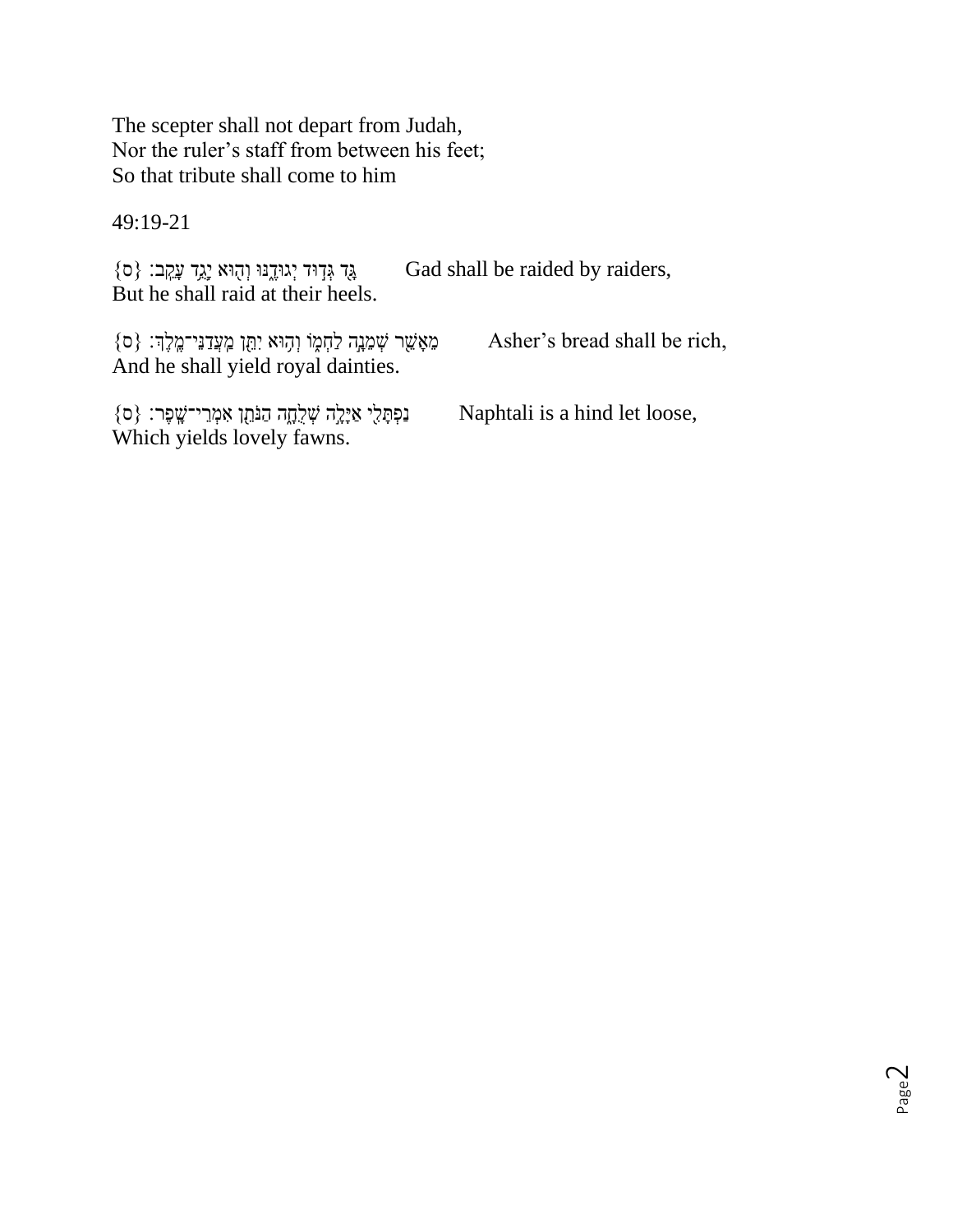The scepter shall not depart from Judah,
Nor the ruler's staff from between his feet;
So that tribute shall come to him

49:19-21

{ס} גָּ֕ד גְּד֖וּד יְגוּדֶ֑נּוּ וְה֖וּא יָגֻ֥ד עָקֵֽב׃ Gad shall be raided by raiders,
But he shall raid at their heels.

{ס} מֵאָשֵׁ֖ר שְׁמֵנָ֣ה לַחְמ֑וֹ וְה֥וּא יִתֵּ֖ן מַֽעֲדַנֵּי־מֶֽלֶךְ׃ Asher's bread shall be rich,
And he shall yield royal dainties.

{ס} נַפְתָּלִ֖י אַיָּלָ֣ה שְׁלֻחָ֑ה הַנֹּתֵ֖ן אִמְרֵי־שָֽׁפֶר׃ Naphtali is a hind let loose,
Which yields lovely fawns.